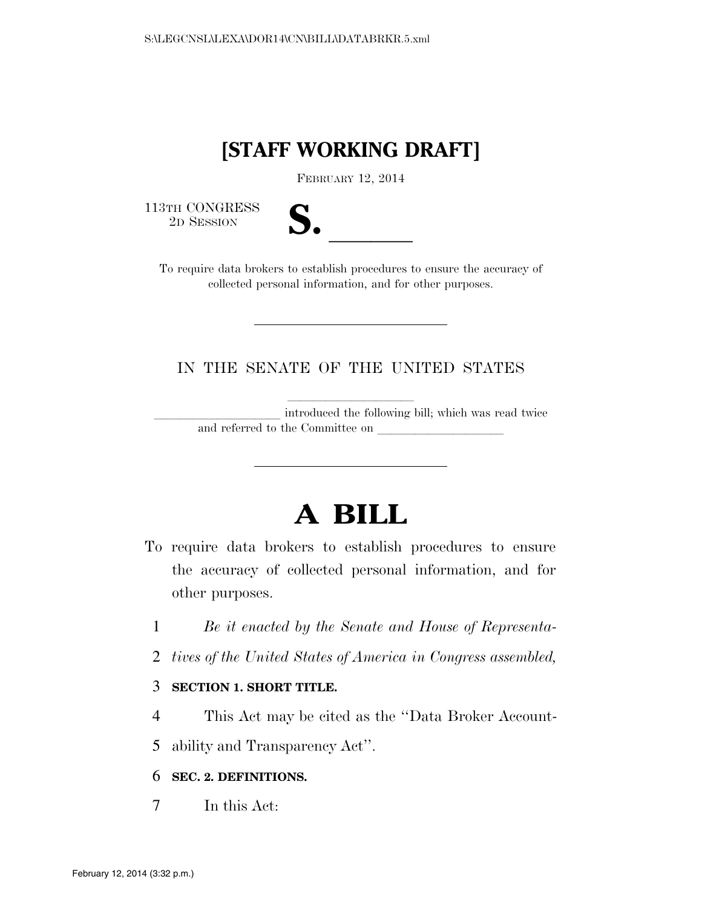# [STAFF WORKING DRAFT]

FEBRUARY 12, 2014

113TH CONGRESS
2D SESSION

**S. \_\_\_\_\_\_**

To require data brokers to establish procedures to ensure the accuracy of collected personal information, and for other purposes.

---

IN THE SENATE OF THE UNITED STATES

\_\_\_\_\_\_\_\_\_\_\_\_\_\_\_\_\_\_\_\_ introduced the following bill; which was read twice and referred to the Committee on \_\_\_\_\_\_\_\_\_\_\_\_\_\_\_\_\_\_\_\_

---

# A BILL

To require data brokers to establish procedures to ensure the accuracy of collected personal information, and for other purposes.

*Be it enacted by the Senate and House of Representatives of the United States of America in Congress assembled,*

**SECTION 1. SHORT TITLE.**

This Act may be cited as the "Data Broker Accountability and Transparency Act".

**SEC. 2. DEFINITIONS.**

In this Act: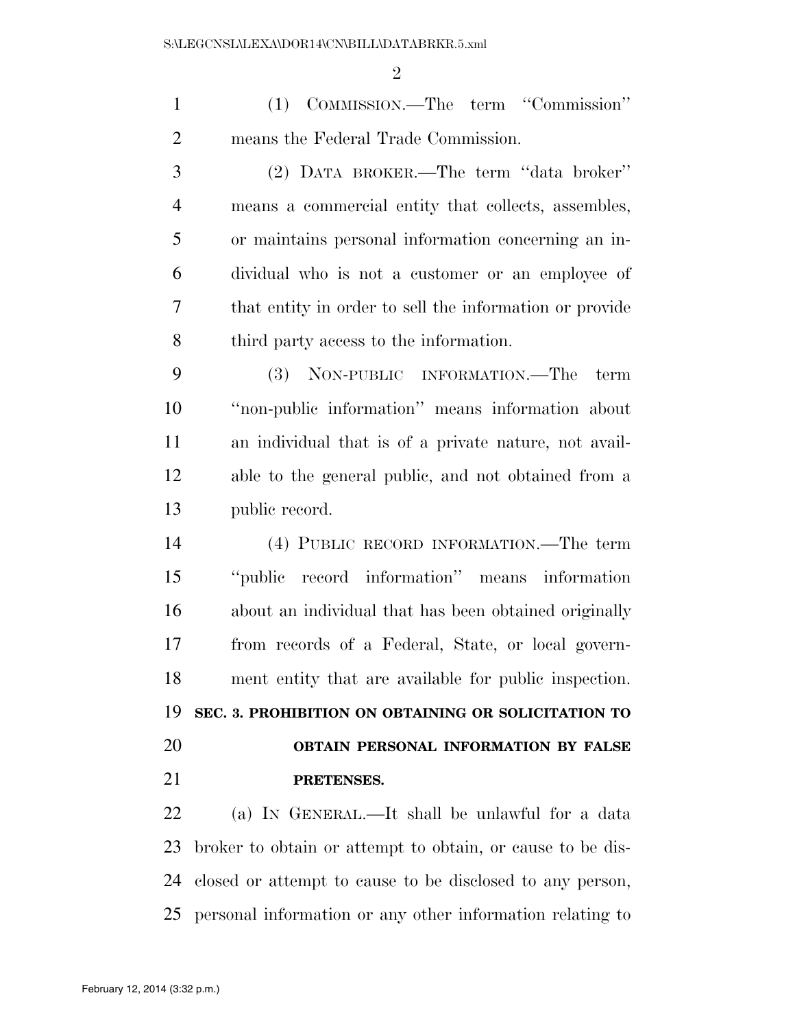(1) COMMISSION.—The term "Commission" means the Federal Trade Commission.

(2) DATA BROKER.—The term "data broker" means a commercial entity that collects, assembles, or maintains personal information concerning an individual who is not a customer or an employee of that entity in order to sell the information or provide third party access to the information.

(3) NON-PUBLIC INFORMATION.—The term "non-public information" means information about an individual that is of a private nature, not available to the general public, and not obtained from a public record.

(4) PUBLIC RECORD INFORMATION.—The term "public record information" means information about an individual that has been obtained originally from records of a Federal, State, or local government entity that are available for public inspection.

**SEC. 3. PROHIBITION ON OBTAINING OR SOLICITATION TO OBTAIN PERSONAL INFORMATION BY FALSE PRETENSES.**

(a) IN GENERAL.—It shall be unlawful for a data broker to obtain or attempt to obtain, or cause to be disclosed or attempt to cause to be disclosed to any person, personal information or any other information relating to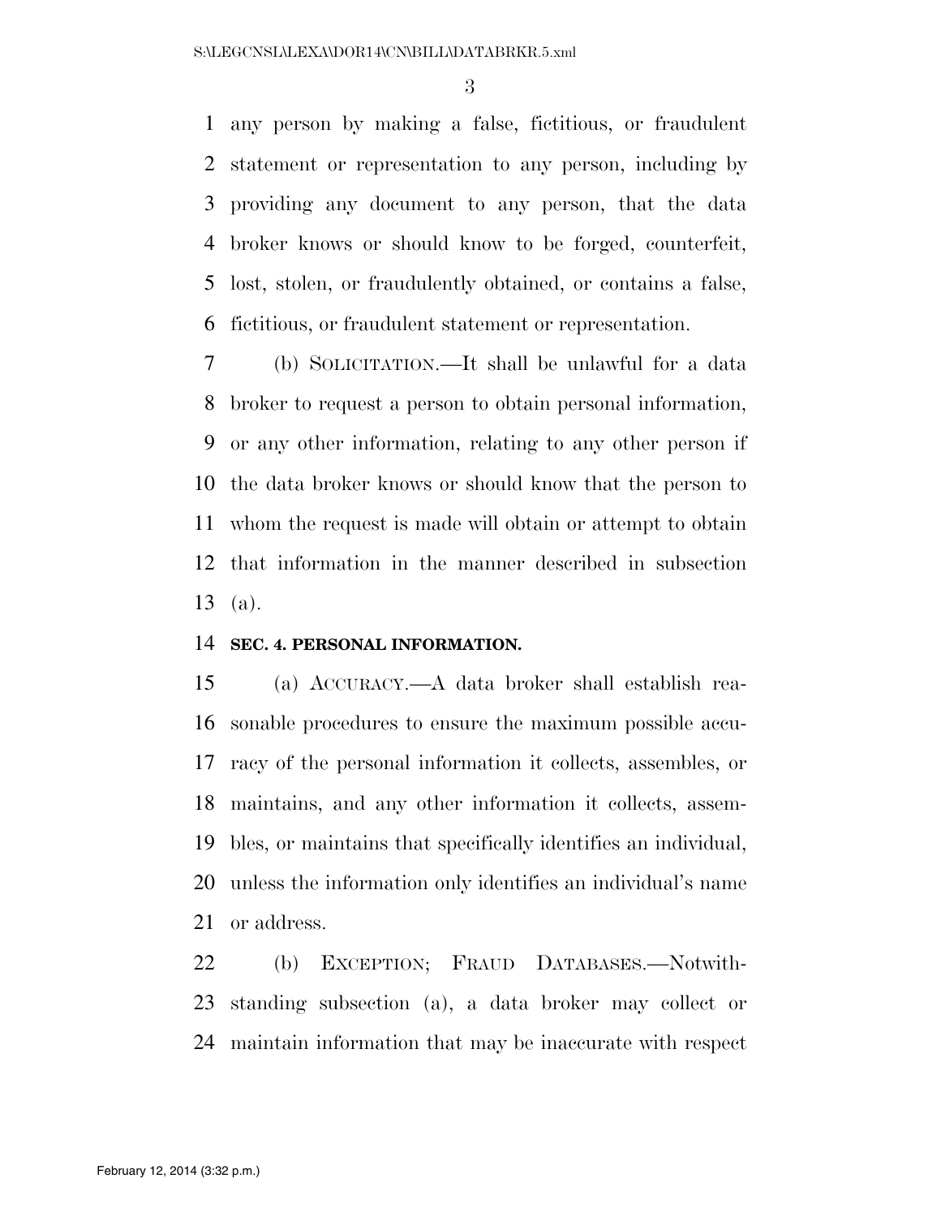any person by making a false, fictitious, or fraudulent statement or representation to any person, including by providing any document to any person, that the data broker knows or should know to be forged, counterfeit, lost, stolen, or fraudulently obtained, or contains a false, fictitious, or fraudulent statement or representation.

(b) SOLICITATION.—It shall be unlawful for a data broker to request a person to obtain personal information, or any other information, relating to any other person if the data broker knows or should know that the person to whom the request is made will obtain or attempt to obtain that information in the manner described in subsection (a).

**SEC. 4. PERSONAL INFORMATION.**

(a) ACCURACY.—A data broker shall establish reasonable procedures to ensure the maximum possible accuracy of the personal information it collects, assembles, or maintains, and any other information it collects, assembles, or maintains that specifically identifies an individual, unless the information only identifies an individual's name or address.

(b) EXCEPTION; FRAUD DATABASES.—Notwithstanding subsection (a), a data broker may collect or maintain information that may be inaccurate with respect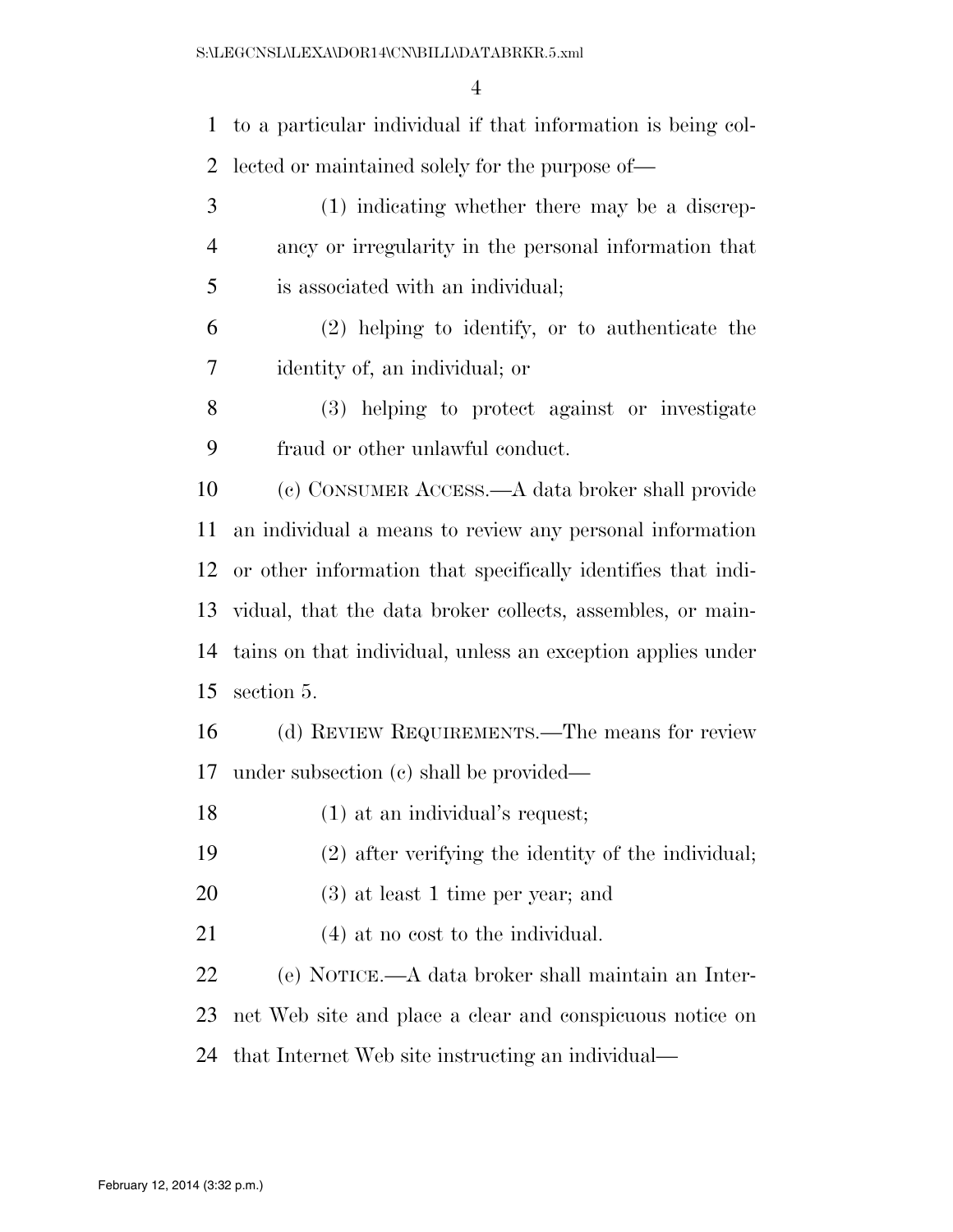to a particular individual if that information is being collected or maintained solely for the purpose of—

(1) indicating whether there may be a discrepancy or irregularity in the personal information that is associated with an individual;

(2) helping to identify, or to authenticate the identity of, an individual; or

(3) helping to protect against or investigate fraud or other unlawful conduct.

(c) CONSUMER ACCESS.—A data broker shall provide an individual a means to review any personal information or other information that specifically identifies that individual, that the data broker collects, assembles, or maintains on that individual, unless an exception applies under section 5.

(d) REVIEW REQUIREMENTS.—The means for review under subsection (c) shall be provided—

(1) at an individual's request;

(2) after verifying the identity of the individual;

(3) at least 1 time per year; and

(4) at no cost to the individual.

(e) NOTICE.—A data broker shall maintain an Internet Web site and place a clear and conspicuous notice on that Internet Web site instructing an individual—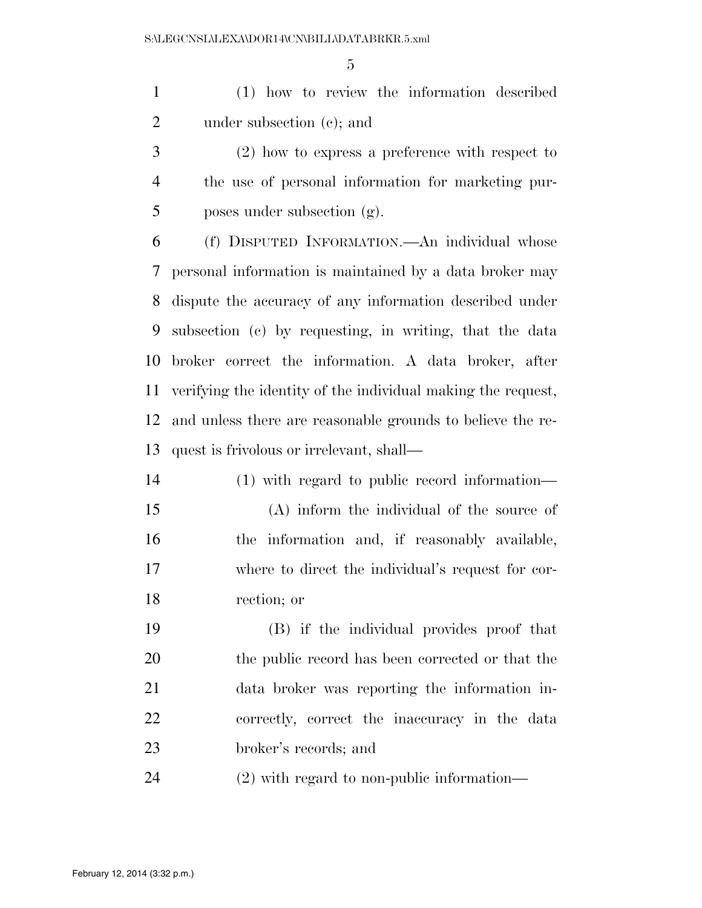(1) how to review the information described under subsection (c); and

(2) how to express a preference with respect to the use of personal information for marketing purposes under subsection (g).

(f) DISPUTED INFORMATION.—An individual whose personal information is maintained by a data broker may dispute the accuracy of any information described under subsection (c) by requesting, in writing, that the data broker correct the information. A data broker, after verifying the identity of the individual making the request, and unless there are reasonable grounds to believe the request is frivolous or irrelevant, shall—

(1) with regard to public record information—

(A) inform the individual of the source of the information and, if reasonably available, where to direct the individual's request for correction; or

(B) if the individual provides proof that the public record has been corrected or that the data broker was reporting the information incorrectly, correct the inaccuracy in the data broker's records; and

(2) with regard to non-public information—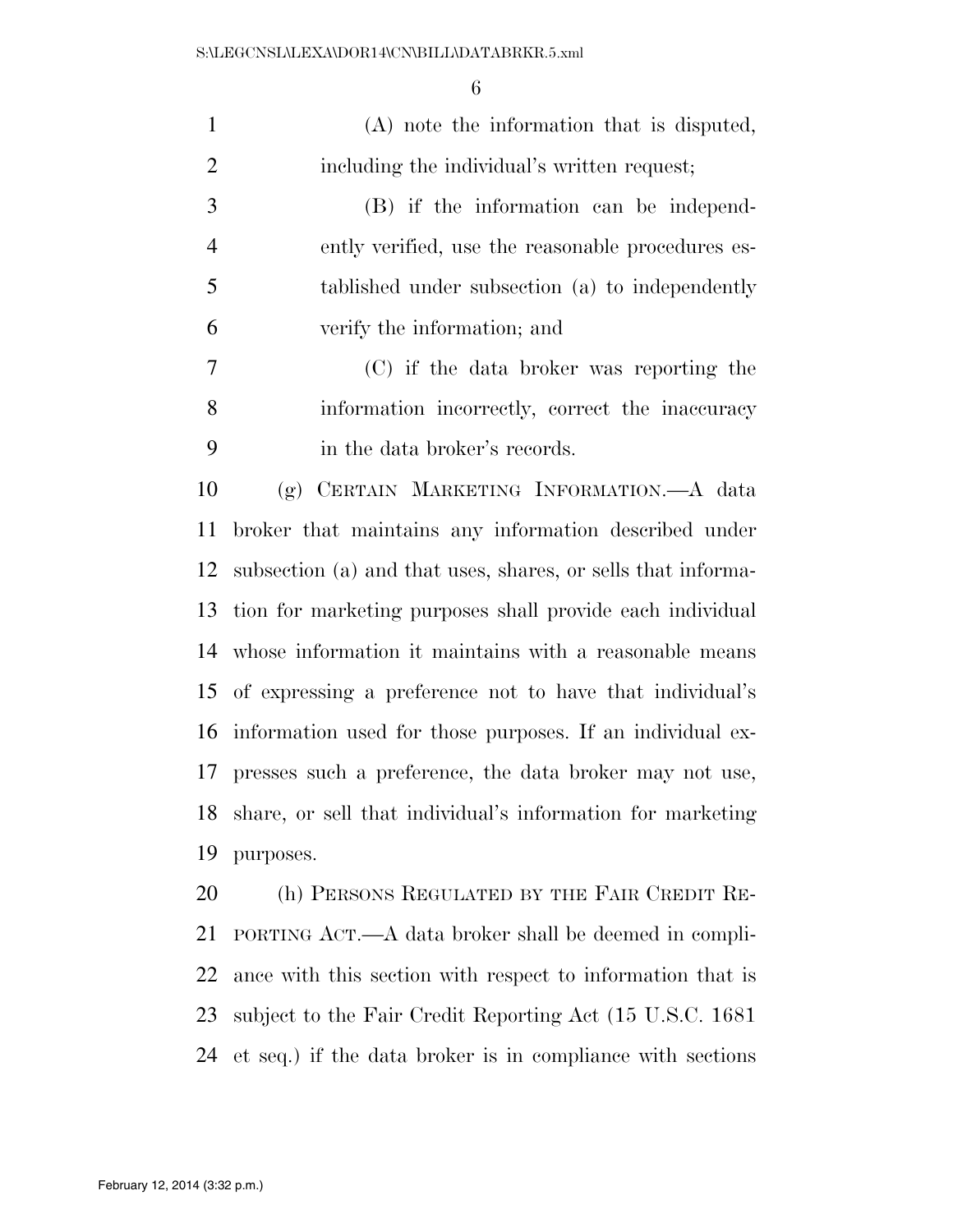(A) note the information that is disputed, including the individual's written request;

(B) if the information can be independently verified, use the reasonable procedures established under subsection (a) to independently verify the information; and

(C) if the data broker was reporting the information incorrectly, correct the inaccuracy in the data broker's records.

(g) CERTAIN MARKETING INFORMATION.—A data broker that maintains any information described under subsection (a) and that uses, shares, or sells that information for marketing purposes shall provide each individual whose information it maintains with a reasonable means of expressing a preference not to have that individual's information used for those purposes. If an individual expresses such a preference, the data broker may not use, share, or sell that individual's information for marketing purposes.

(h) PERSONS REGULATED BY THE FAIR CREDIT REPORTING ACT.—A data broker shall be deemed in compliance with this section with respect to information that is subject to the Fair Credit Reporting Act (15 U.S.C. 1681 et seq.) if the data broker is in compliance with sections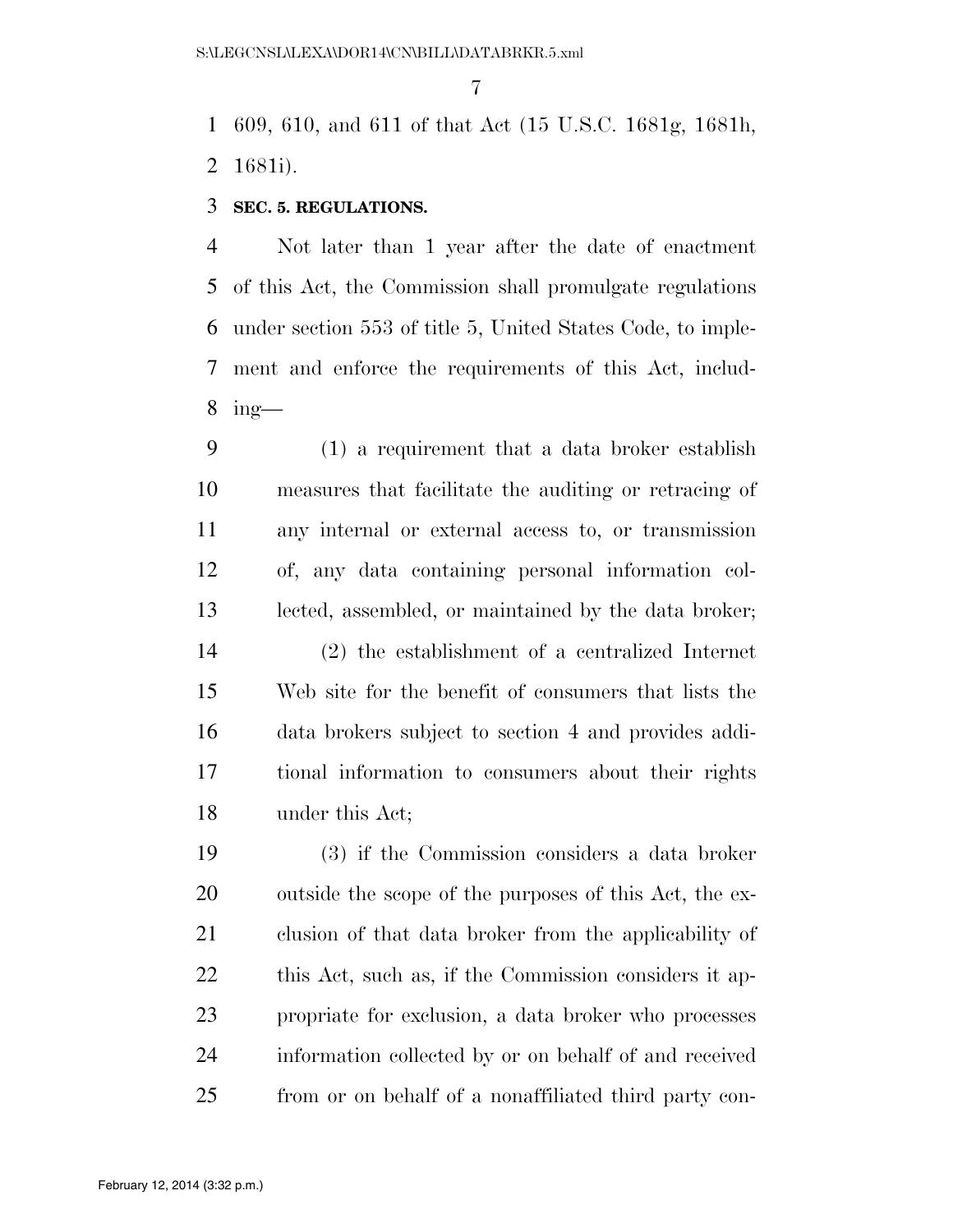609, 610, and 611 of that Act (15 U.S.C. 1681g, 1681h, 1681i).

**SEC. 5. REGULATIONS.**

Not later than 1 year after the date of enactment of this Act, the Commission shall promulgate regulations under section 553 of title 5, United States Code, to implement and enforce the requirements of this Act, including—

(1) a requirement that a data broker establish measures that facilitate the auditing or retracing of any internal or external access to, or transmission of, any data containing personal information collected, assembled, or maintained by the data broker;

(2) the establishment of a centralized Internet Web site for the benefit of consumers that lists the data brokers subject to section 4 and provides additional information to consumers about their rights under this Act;

(3) if the Commission considers a data broker outside the scope of the purposes of this Act, the exclusion of that data broker from the applicability of this Act, such as, if the Commission considers it appropriate for exclusion, a data broker who processes information collected by or on behalf of and received from or on behalf of a nonaffiliated third party con-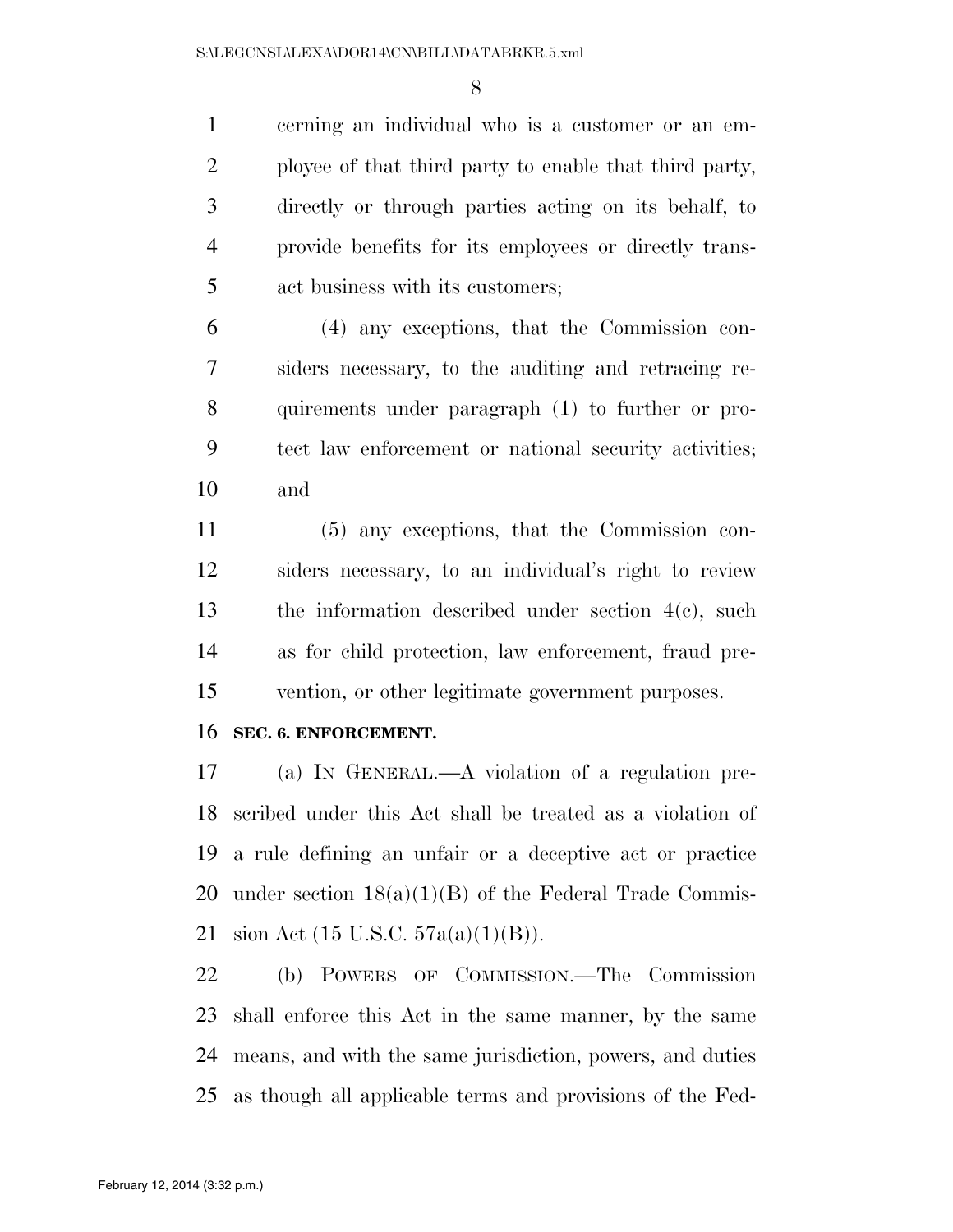cerning an individual who is a customer or an employee of that third party to enable that third party, directly or through parties acting on its behalf, to provide benefits for its employees or directly transact business with its customers;

(4) any exceptions, that the Commission considers necessary, to the auditing and retracing requirements under paragraph (1) to further or protect law enforcement or national security activities; and

(5) any exceptions, that the Commission considers necessary, to an individual's right to review the information described under section 4(c), such as for child protection, law enforcement, fraud prevention, or other legitimate government purposes.

**SEC. 6. ENFORCEMENT.**

(a) IN GENERAL.—A violation of a regulation prescribed under this Act shall be treated as a violation of a rule defining an unfair or a deceptive act or practice under section 18(a)(1)(B) of the Federal Trade Commission Act (15 U.S.C. 57a(a)(1)(B)).

(b) POWERS OF COMMISSION.—The Commission shall enforce this Act in the same manner, by the same means, and with the same jurisdiction, powers, and duties as though all applicable terms and provisions of the Fed-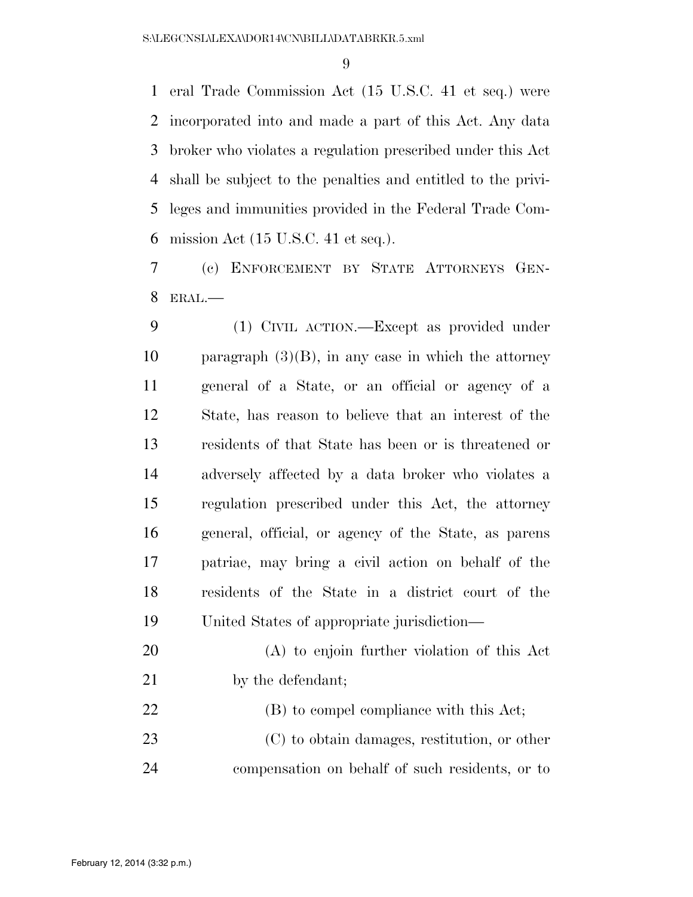eral Trade Commission Act (15 U.S.C. 41 et seq.) were incorporated into and made a part of this Act. Any data broker who violates a regulation prescribed under this Act shall be subject to the penalties and entitled to the privileges and immunities provided in the Federal Trade Commission Act (15 U.S.C. 41 et seq.).

(c) ENFORCEMENT BY STATE ATTORNEYS GENERAL.—

(1) CIVIL ACTION.—Except as provided under paragraph (3)(B), in any case in which the attorney general of a State, or an official or agency of a State, has reason to believe that an interest of the residents of that State has been or is threatened or adversely affected by a data broker who violates a regulation prescribed under this Act, the attorney general, official, or agency of the State, as parens patriae, may bring a civil action on behalf of the residents of the State in a district court of the United States of appropriate jurisdiction—

(A) to enjoin further violation of this Act by the defendant;

(B) to compel compliance with this Act;

(C) to obtain damages, restitution, or other compensation on behalf of such residents, or to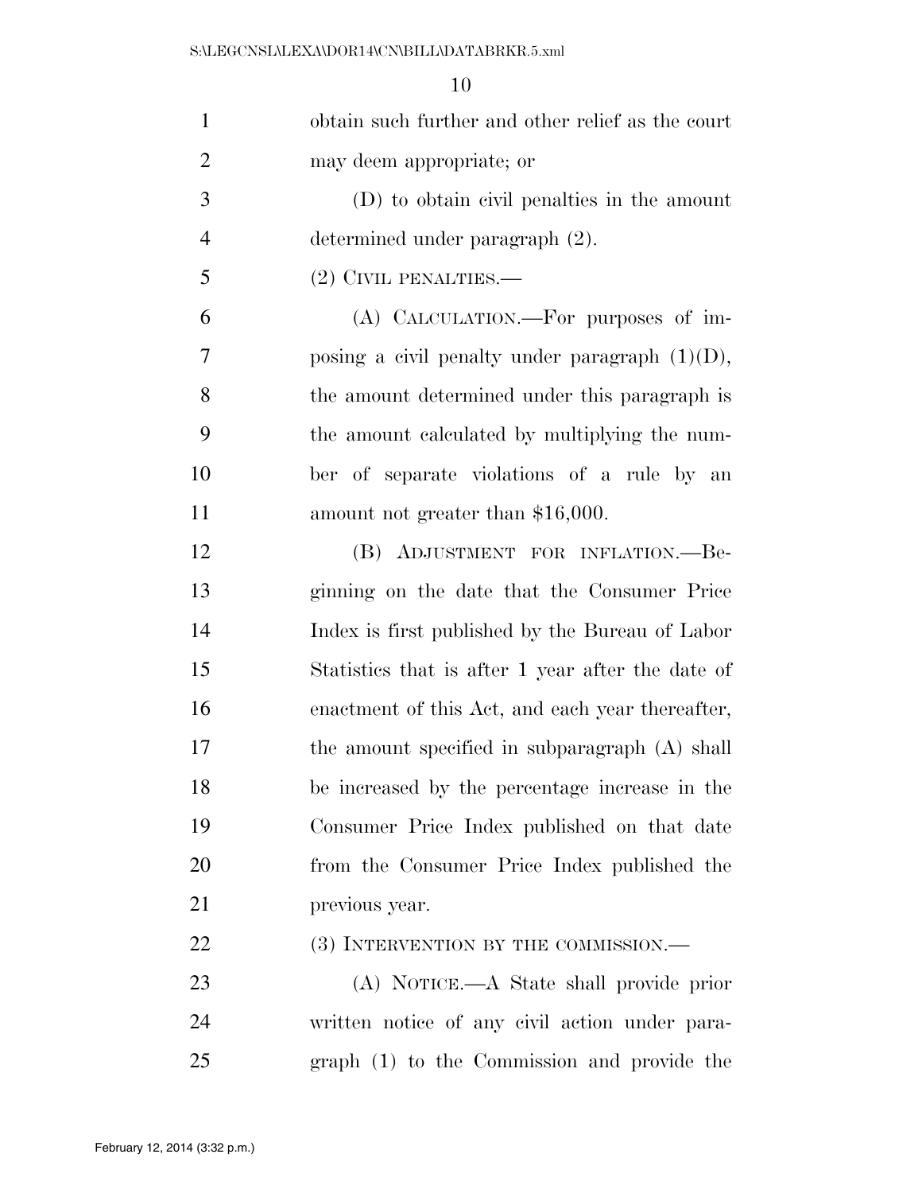obtain such further and other relief as the court may deem appropriate; or

(D) to obtain civil penalties in the amount determined under paragraph (2).

(2) CIVIL PENALTIES.—

(A) CALCULATION.—For purposes of imposing a civil penalty under paragraph (1)(D), the amount determined under this paragraph is the amount calculated by multiplying the number of separate violations of a rule by an amount not greater than $16,000.

(B) ADJUSTMENT FOR INFLATION.—Beginning on the date that the Consumer Price Index is first published by the Bureau of Labor Statistics that is after 1 year after the date of enactment of this Act, and each year thereafter, the amount specified in subparagraph (A) shall be increased by the percentage increase in the Consumer Price Index published on that date from the Consumer Price Index published the previous year.

(3) INTERVENTION BY THE COMMISSION.—

(A) NOTICE.—A State shall provide prior written notice of any civil action under paragraph (1) to the Commission and provide the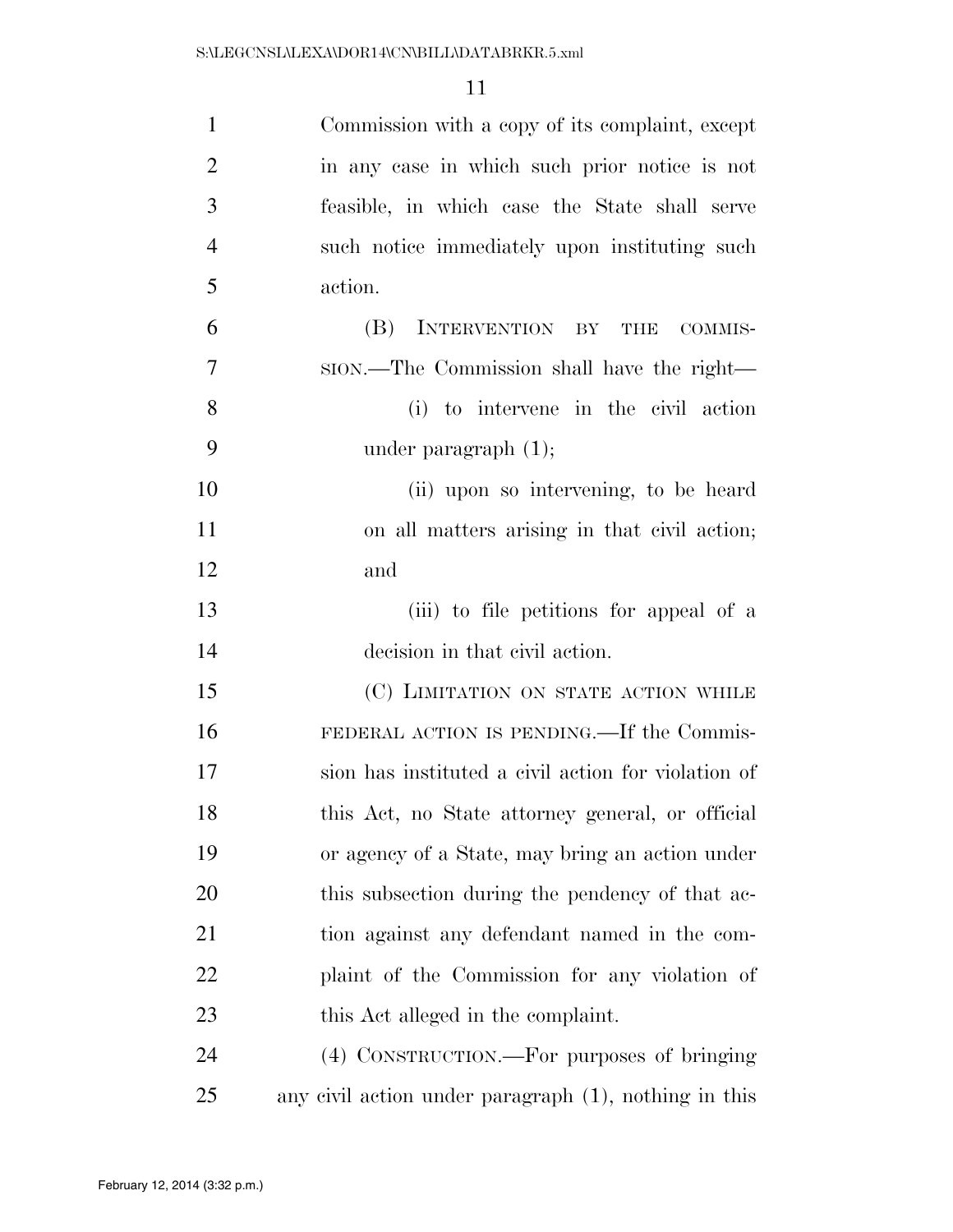Commission with a copy of its complaint, except in any case in which such prior notice is not feasible, in which case the State shall serve such notice immediately upon instituting such action.

(B) INTERVENTION BY THE COMMISSION.—The Commission shall have the right—

(i) to intervene in the civil action under paragraph (1);

(ii) upon so intervening, to be heard on all matters arising in that civil action; and

(iii) to file petitions for appeal of a decision in that civil action.

(C) LIMITATION ON STATE ACTION WHILE FEDERAL ACTION IS PENDING.—If the Commission has instituted a civil action for violation of this Act, no State attorney general, or official or agency of a State, may bring an action under this subsection during the pendency of that action against any defendant named in the complaint of the Commission for any violation of this Act alleged in the complaint.

(4) CONSTRUCTION.—For purposes of bringing any civil action under paragraph (1), nothing in this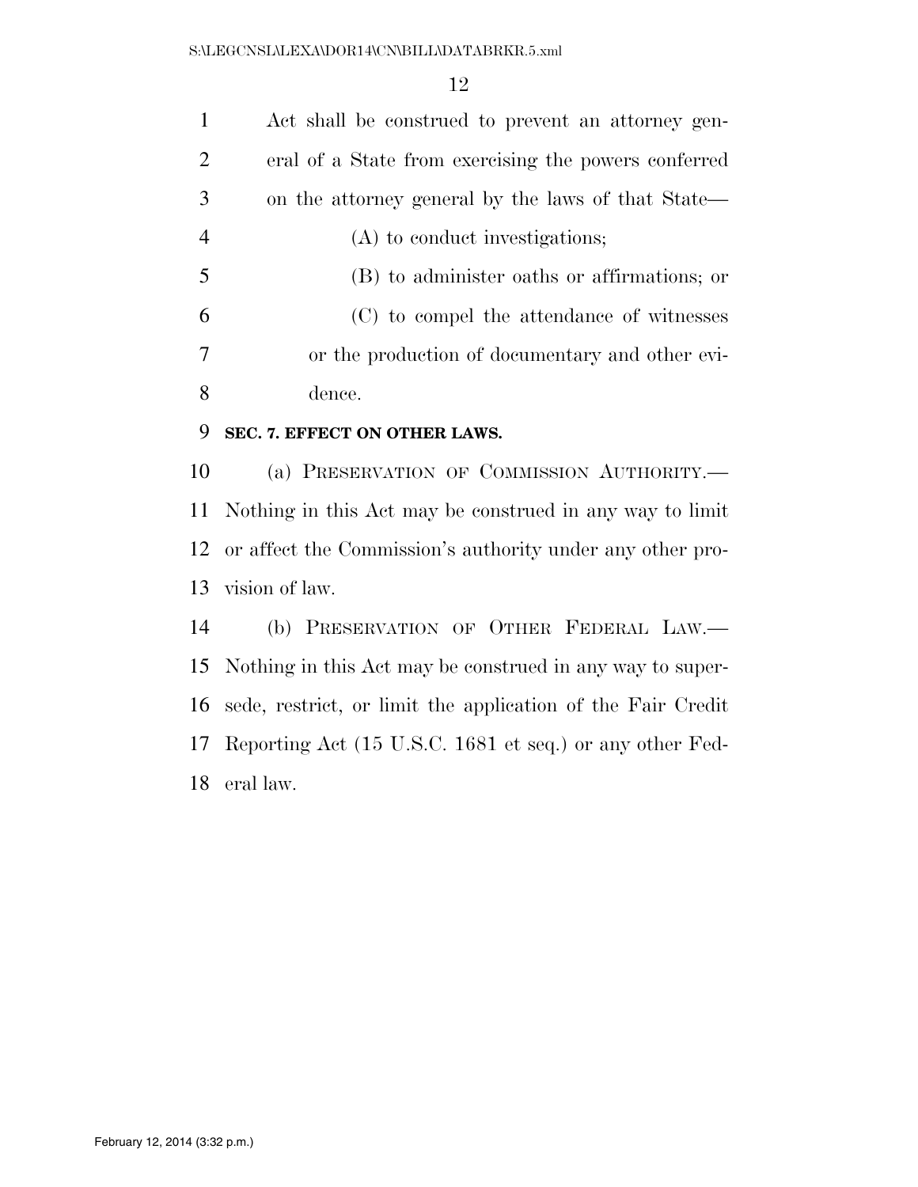Act shall be construed to prevent an attorney general of a State from exercising the powers conferred on the attorney general by the laws of that State—

(A) to conduct investigations;

(B) to administer oaths or affirmations; or

(C) to compel the attendance of witnesses or the production of documentary and other evidence.

**SEC. 7. EFFECT ON OTHER LAWS.**

(a) PRESERVATION OF COMMISSION AUTHORITY.—Nothing in this Act may be construed in any way to limit or affect the Commission's authority under any other provision of law.

(b) PRESERVATION OF OTHER FEDERAL LAW.—Nothing in this Act may be construed in any way to supersede, restrict, or limit the application of the Fair Credit Reporting Act (15 U.S.C. 1681 et seq.) or any other Federal law.